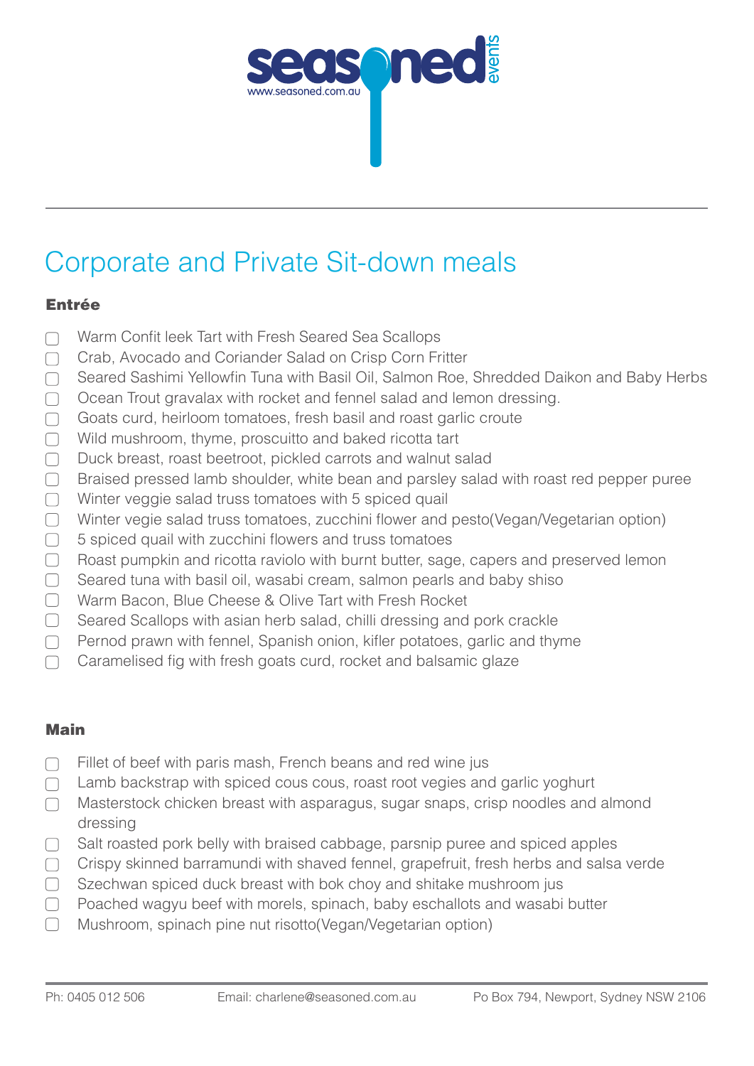seasoned events

www.seasoned.com.au

# Corporate and Private Sit-down meals

## Entrée

- ☐ Warm Confit leek Tart with Fresh Seared Sea Scallops
- ☐ Crab, Avocado and Coriander Salad on Crisp Corn Fritter
- ☐ Seared Sashimi Yellowfin Tuna with Basil Oil, Salmon Roe, Shredded Daikon and Baby Herbs
- ☐ Ocean Trout gravalax with rocket and fennel salad and lemon dressing.
- ☐ Goats curd, heirloom tomatoes, fresh basil and roast garlic croute
- ☐ Wild mushroom, thyme, proscuitto and baked ricotta tart
- ☐ Duck breast, roast beetroot, pickled carrots and walnut salad
- ☐ Braised pressed lamb shoulder, white bean and parsley salad with roast red pepper puree
- ☐ Winter veggie salad truss tomatoes with 5 spiced quail
- ☐ Winter vegie salad truss tomatoes, zucchini flower and pesto(Vegan/Vegetarian option)
- ☐ 5 spiced quail with zucchini flowers and truss tomatoes
- ☐ Roast pumpkin and ricotta raviolo with burnt butter, sage, capers and preserved lemon
- ☐ Seared tuna with basil oil, wasabi cream, salmon pearls and baby shiso
- ☐ Warm Bacon, Blue Cheese & Olive Tart with Fresh Rocket
- ☐ Seared Scallops with asian herb salad, chilli dressing and pork crackle
- ☐ Pernod prawn with fennel, Spanish onion, kifler potatoes, garlic and thyme
- ☐ Caramelised fig with fresh goats curd, rocket and balsamic glaze

## Main

- ☐ Fillet of beef with paris mash, French beans and red wine jus
- ☐ Lamb backstrap with spiced cous cous, roast root vegies and garlic yoghurt
- ☐ Masterstock chicken breast with asparagus, sugar snaps, crisp noodles and almond dressing
- ☐ Salt roasted pork belly with braised cabbage, parsnip puree and spiced apples
- ☐ Crispy skinned barramundi with shaved fennel, grapefruit, fresh herbs and salsa verde
- ☐ Szechwan spiced duck breast with bok choy and shitake mushroom jus
- ☐ Poached wagyu beef with morels, spinach, baby eschallots and wasabi butter
- ☐ Mushroom, spinach pine nut risotto(Vegan/Vegetarian option)

Ph: 0405 012 506 Email: charlene@seasoned.com.au Po Box 794, Newport, Sydney NSW 2106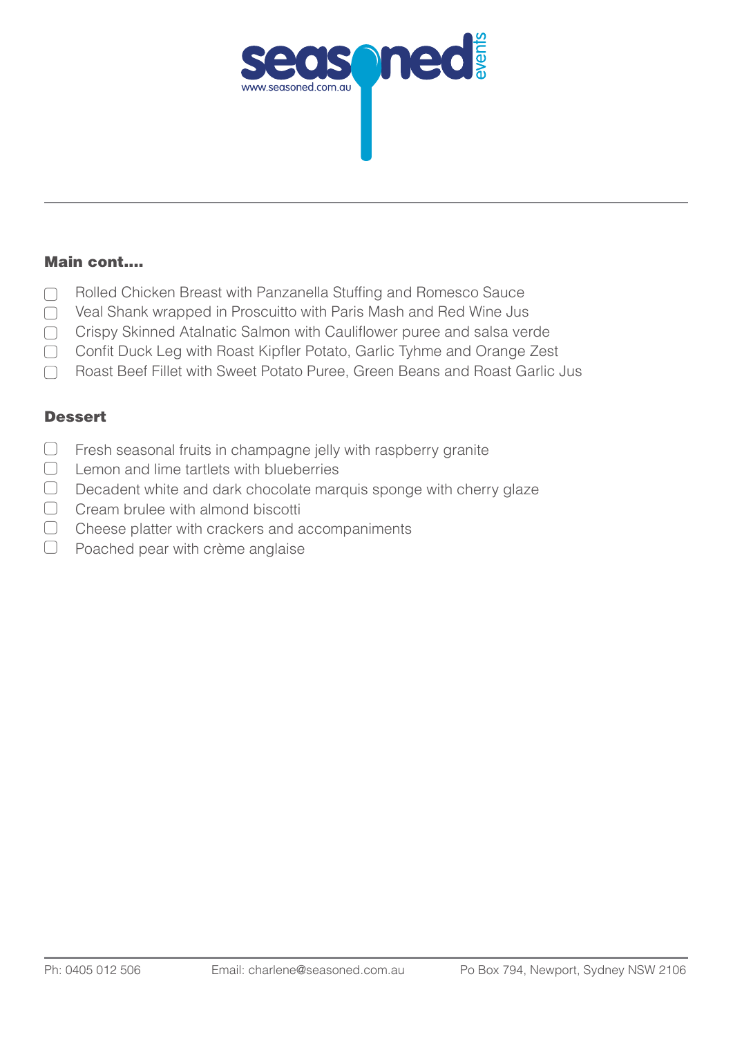**Main cont….**

- ▢ Rolled Chicken Breast with Panzanella Stuffing and Romesco Sauce
- ▢ Veal Shank wrapped in Proscuitto with Paris Mash and Red Wine Jus
- ▢ Crispy Skinned Atalnatic Salmon with Cauliflower puree and salsa verde
- ▢ Confit Duck Leg with Roast Kipfler Potato, Garlic Tyhme and Orange Zest
- ▢ Roast Beef Fillet with Sweet Potato Puree, Green Beans and Roast Garlic Jus

**Dessert**

- ▢ Fresh seasonal fruits in champagne jelly with raspberry granite
- ▢ Lemon and lime tartlets with blueberries
- ▢ Decadent white and dark chocolate marquis sponge with cherry glaze
- ▢ Cream brulee with almond biscotti
- ▢ Cheese platter with crackers and accompaniments
- ▢ Poached pear with crème anglaise